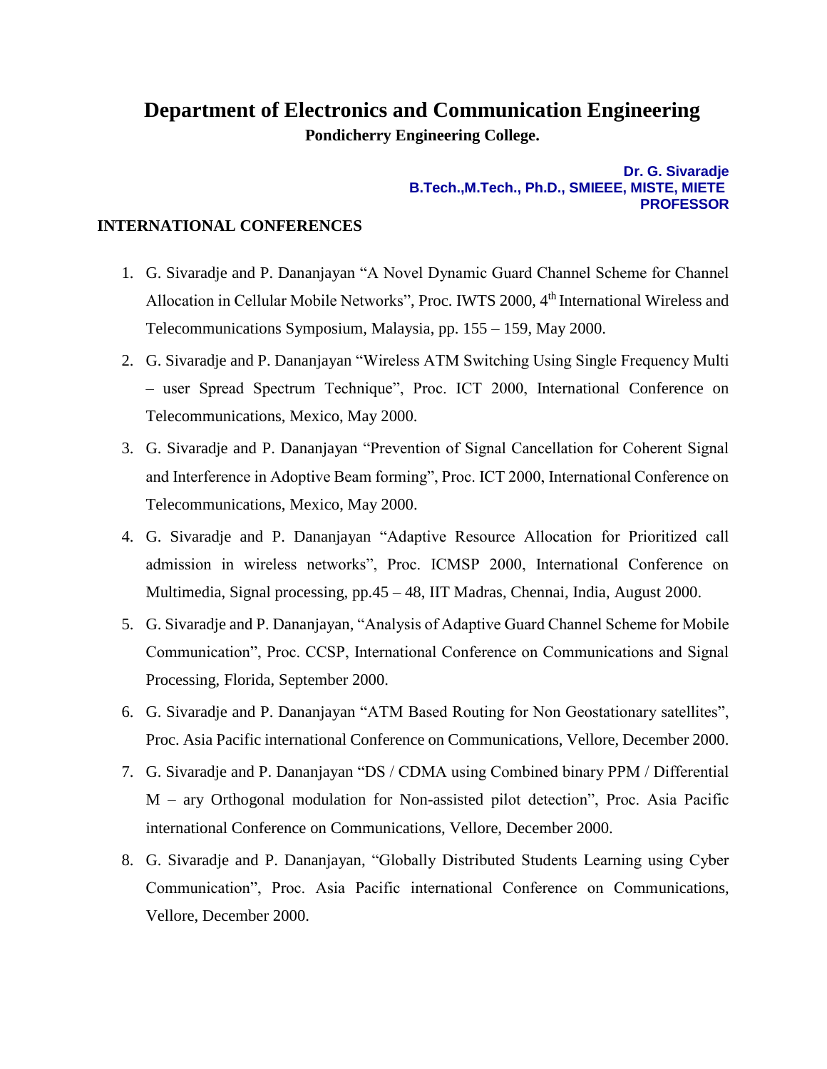# Department of Electronics and Communication Engineering

**Pondicherry Engineering College.**

**Dr. G. Sivaradje**
**B.Tech.,M.Tech., Ph.D., SMIEEE, MISTE, MIETE**
**PROFESSOR**

## INTERNATIONAL CONFERENCES

1. G. Sivaradje and P. Dananjayan "A Novel Dynamic Guard Channel Scheme for Channel Allocation in Cellular Mobile Networks", Proc. IWTS 2000, 4th International Wireless and Telecommunications Symposium, Malaysia, pp. 155 – 159, May 2000.
2. G. Sivaradje and P. Dananjayan "Wireless ATM Switching Using Single Frequency Multi – user Spread Spectrum Technique", Proc. ICT 2000, International Conference on Telecommunications, Mexico, May 2000.
3. G. Sivaradje and P. Dananjayan "Prevention of Signal Cancellation for Coherent Signal and Interference in Adoptive Beam forming", Proc. ICT 2000, International Conference on Telecommunications, Mexico, May 2000.
4. G. Sivaradje and P. Dananjayan "Adaptive Resource Allocation for Prioritized call admission in wireless networks", Proc. ICMSP 2000, International Conference on Multimedia, Signal processing, pp.45 – 48, IIT Madras, Chennai, India, August 2000.
5. G. Sivaradje and P. Dananjayan, "Analysis of Adaptive Guard Channel Scheme for Mobile Communication", Proc. CCSP, International Conference on Communications and Signal Processing, Florida, September 2000.
6. G. Sivaradje and P. Dananjayan "ATM Based Routing for Non Geostationary satellites", Proc. Asia Pacific international Conference on Communications, Vellore, December 2000.
7. G. Sivaradje and P. Dananjayan "DS / CDMA using Combined binary PPM / Differential M – ary Orthogonal modulation for Non-assisted pilot detection", Proc. Asia Pacific international Conference on Communications, Vellore, December 2000.
8. G. Sivaradje and P. Dananjayan, "Globally Distributed Students Learning using Cyber Communication", Proc. Asia Pacific international Conference on Communications, Vellore, December 2000.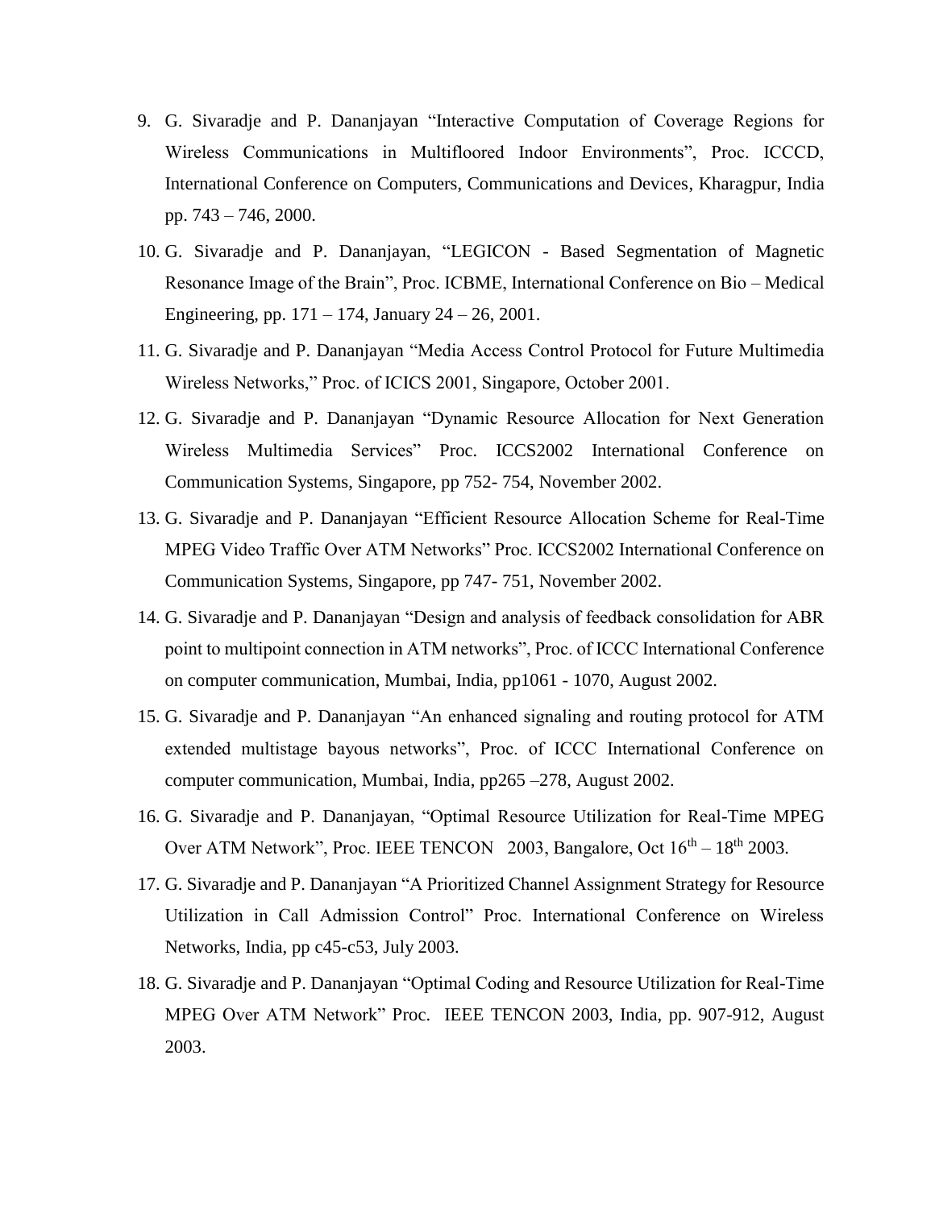9. G. Sivaradje and P. Dananjayan "Interactive Computation of Coverage Regions for Wireless Communications in Multifloored Indoor Environments", Proc. ICCCD, International Conference on Computers, Communications and Devices, Kharagpur, India pp. 743 – 746, 2000.
10. G. Sivaradje and P. Dananjayan, "LEGICON - Based Segmentation of Magnetic Resonance Image of the Brain", Proc. ICBME, International Conference on Bio – Medical Engineering, pp. 171 – 174, January 24 – 26, 2001.
11. G. Sivaradje and P. Dananjayan "Media Access Control Protocol for Future Multimedia Wireless Networks," Proc. of ICICS 2001, Singapore, October 2001.
12. G. Sivaradje and P. Dananjayan "Dynamic Resource Allocation for Next Generation Wireless Multimedia Services" Proc. ICCS2002 International Conference on Communication Systems, Singapore, pp 752- 754, November 2002.
13. G. Sivaradje and P. Dananjayan "Efficient Resource Allocation Scheme for Real-Time MPEG Video Traffic Over ATM Networks" Proc. ICCS2002 International Conference on Communication Systems, Singapore, pp 747- 751, November 2002.
14. G. Sivaradje and P. Dananjayan "Design and analysis of feedback consolidation for ABR point to multipoint connection in ATM networks", Proc. of ICCC International Conference on computer communication, Mumbai, India, pp1061 - 1070, August 2002.
15. G. Sivaradje and P. Dananjayan "An enhanced signaling and routing protocol for ATM extended multistage bayous networks", Proc. of ICCC International Conference on computer communication, Mumbai, India, pp265 –278, August 2002.
16. G. Sivaradje and P. Dananjayan, "Optimal Resource Utilization for Real-Time MPEG Over ATM Network", Proc. IEEE TENCON 2003, Bangalore, Oct 16th – 18th 2003.
17. G. Sivaradje and P. Dananjayan "A Prioritized Channel Assignment Strategy for Resource Utilization in Call Admission Control" Proc. International Conference on Wireless Networks, India, pp c45-c53, July 2003.
18. G. Sivaradje and P. Dananjayan "Optimal Coding and Resource Utilization for Real-Time MPEG Over ATM Network" Proc. IEEE TENCON 2003, India, pp. 907-912, August 2003.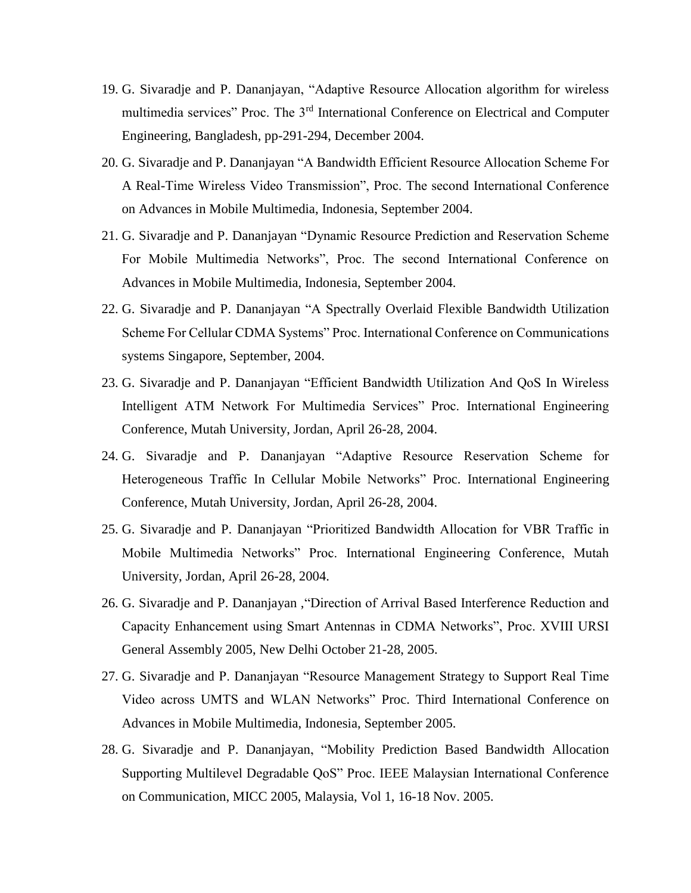19. G. Sivaradje and P. Dananjayan, "Adaptive Resource Allocation algorithm for wireless multimedia services" Proc. The 3rd International Conference on Electrical and Computer Engineering, Bangladesh, pp-291-294, December 2004.
20. G. Sivaradje and P. Dananjayan "A Bandwidth Efficient Resource Allocation Scheme For A Real-Time Wireless Video Transmission", Proc. The second International Conference on Advances in Mobile Multimedia, Indonesia, September 2004.
21. G. Sivaradje and P. Dananjayan "Dynamic Resource Prediction and Reservation Scheme For Mobile Multimedia Networks", Proc. The second International Conference on Advances in Mobile Multimedia, Indonesia, September 2004.
22. G. Sivaradje and P. Dananjayan "A Spectrally Overlaid Flexible Bandwidth Utilization Scheme For Cellular CDMA Systems" Proc. International Conference on Communications systems Singapore, September, 2004.
23. G. Sivaradje and P. Dananjayan "Efficient Bandwidth Utilization And QoS In Wireless Intelligent ATM Network For Multimedia Services" Proc. International Engineering Conference, Mutah University, Jordan, April 26-28, 2004.
24. G. Sivaradje and P. Dananjayan "Adaptive Resource Reservation Scheme for Heterogeneous Traffic In Cellular Mobile Networks" Proc. International Engineering Conference, Mutah University, Jordan, April 26-28, 2004.
25. G. Sivaradje and P. Dananjayan "Prioritized Bandwidth Allocation for VBR Traffic in Mobile Multimedia Networks" Proc. International Engineering Conference, Mutah University, Jordan, April 26-28, 2004.
26. G. Sivaradje and P. Dananjayan ,"Direction of Arrival Based Interference Reduction and Capacity Enhancement using Smart Antennas in CDMA Networks", Proc. XVIII URSI General Assembly 2005, New Delhi October 21-28, 2005.
27. G. Sivaradje and P. Dananjayan "Resource Management Strategy to Support Real Time Video across UMTS and WLAN Networks" Proc. Third International Conference on Advances in Mobile Multimedia, Indonesia, September 2005.
28. G. Sivaradje and P. Dananjayan, "Mobility Prediction Based Bandwidth Allocation Supporting Multilevel Degradable QoS" Proc. IEEE Malaysian International Conference on Communication, MICC 2005, Malaysia, Vol 1, 16-18 Nov. 2005.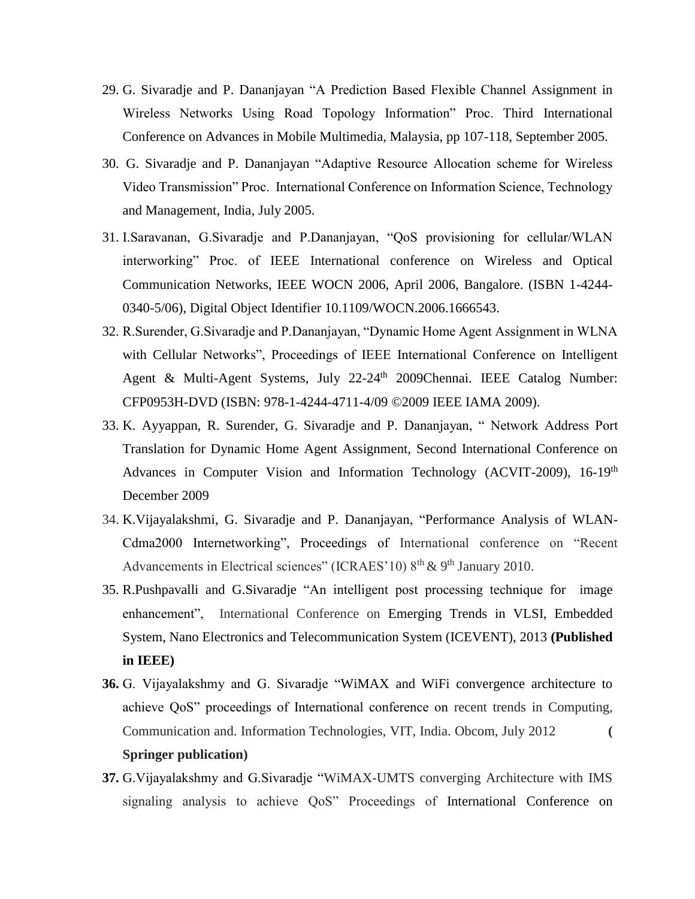29. G. Sivaradje and P. Dananjayan "A Prediction Based Flexible Channel Assignment in Wireless Networks Using Road Topology Information" Proc. Third International Conference on Advances in Mobile Multimedia, Malaysia, pp 107-118, September 2005.
30. G. Sivaradje and P. Dananjayan "Adaptive Resource Allocation scheme for Wireless Video Transmission" Proc. International Conference on Information Science, Technology and Management, India, July 2005.
31. I.Saravanan, G.Sivaradje and P.Dananjayan, "QoS provisioning for cellular/WLAN interworking" Proc. of IEEE International conference on Wireless and Optical Communication Networks, IEEE WOCN 2006, April 2006, Bangalore. (ISBN 1-4244-0340-5/06), Digital Object Identifier 10.1109/WOCN.2006.1666543.
32. R.Surender, G.Sivaradje and P.Dananjayan, "Dynamic Home Agent Assignment in WLNA with Cellular Networks", Proceedings of IEEE International Conference on Intelligent Agent & Multi-Agent Systems, July 22-24th 2009Chennai. IEEE Catalog Number: CFP0953H-DVD (ISBN: 978-1-4244-4711-4/09 ©2009 IEEE IAMA 2009).
33. K. Ayyappan, R. Surender, G. Sivaradje and P. Dananjayan, " Network Address Port Translation for Dynamic Home Agent Assignment, Second International Conference on Advances in Computer Vision and Information Technology (ACVIT-2009), 16-19th December 2009
34. K.Vijayalakshmi, G. Sivaradje and P. Dananjayan, "Performance Analysis of WLAN-Cdma2000 Internetworking", Proceedings of International conference on "Recent Advancements in Electrical sciences" (ICRAES'10) 8th & 9th January 2010.
35. R.Pushpavalli and G.Sivaradje "An intelligent post processing technique for image enhancement", International Conference on Emerging Trends in VLSI, Embedded System, Nano Electronics and Telecommunication System (ICEVENT), 2013 **(Published in IEEE)**
36. G. Vijayalakshmy and G. Sivaradje "WiMAX and WiFi convergence architecture to achieve QoS" proceedings of International conference on recent trends in Computing, Communication and. Information Technologies, VIT, India. Obcom, July 2012 **( Springer publication)**
37. G.Vijayalakshmy and G.Sivaradje "WiMAX-UMTS converging Architecture with IMS signaling analysis to achieve QoS" Proceedings of International Conference on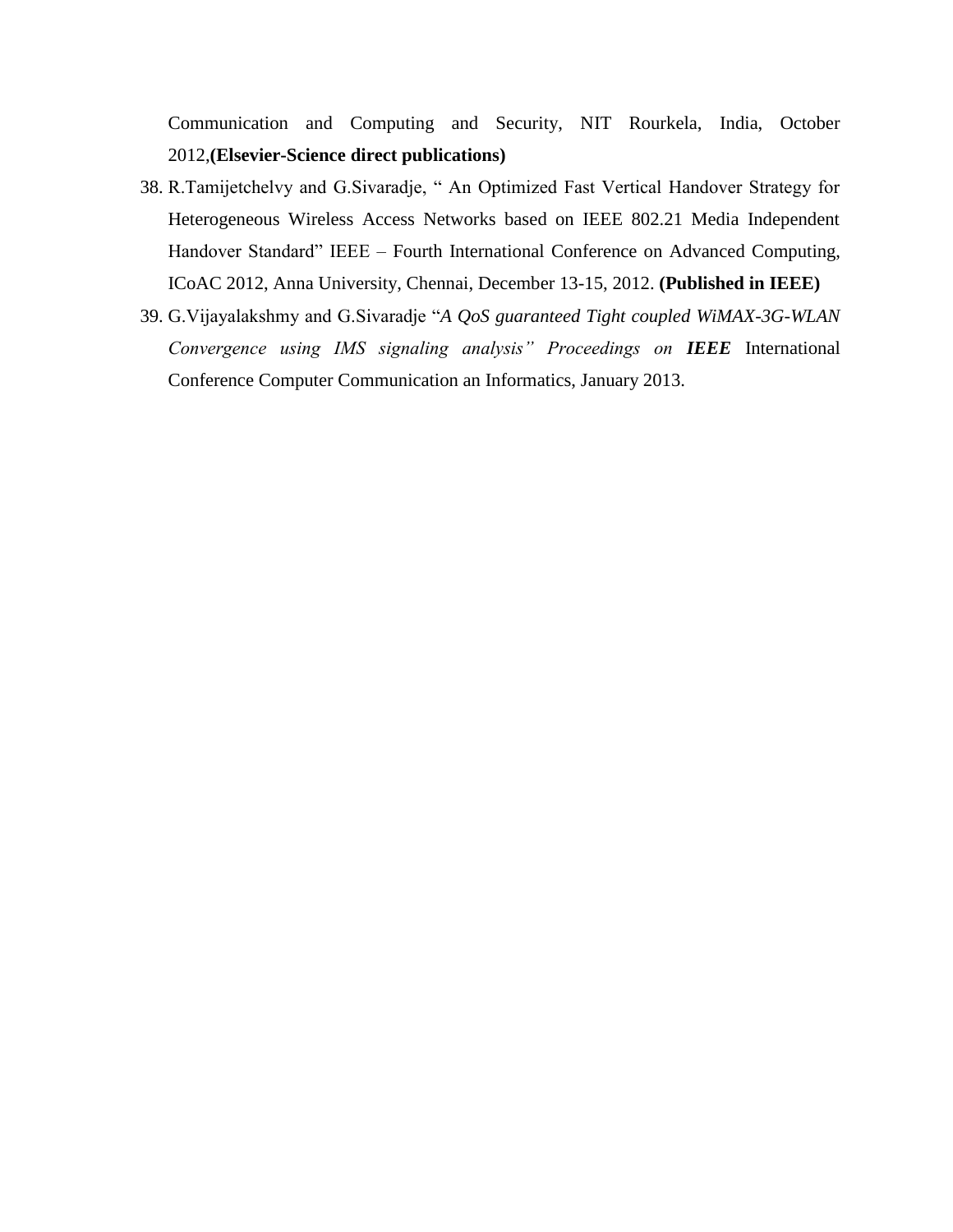Communication and Computing and Security, NIT Rourkela, India, October 2012,**(Elsevier-Science direct publications)**

38. R.Tamijetchelvy and G.Sivaradje, " An Optimized Fast Vertical Handover Strategy for Heterogeneous Wireless Access Networks based on IEEE 802.21 Media Independent Handover Standard" IEEE – Fourth International Conference on Advanced Computing, ICoAC 2012, Anna University, Chennai, December 13-15, 2012. **(Published in IEEE)**
39. G.Vijayalakshmy and G.Sivaradje "*A QoS guaranteed Tight coupled WiMAX-3G-WLAN Convergence using IMS signaling analysis" Proceedings on* ***IEEE*** International Conference Computer Communication an Informatics, January 2013.